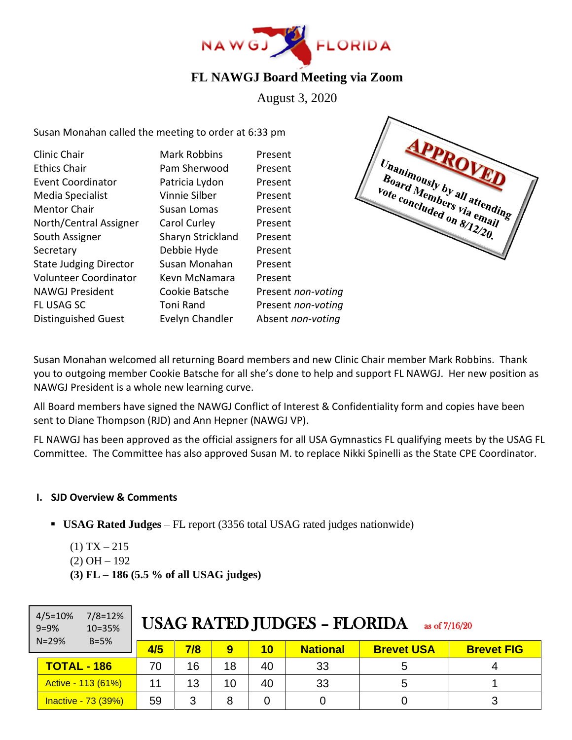# FL NAWGJ Board Meeting via Zoom

August 3, 2020

**APPROVED**
**Unanimously by all attending Board Members via email vote concluded on 8/12/20.**

Susan Monahan called the meeting to order at 6:33 pm

| | | |
|---|---|---|
| Clinic Chair | Mark Robbins | Present |
| Ethics Chair | Pam Sherwood | Present |
| Event Coordinator | Patricia Lydon | Present |
| Media Specialist | Vinnie Silber | Present |
| Mentor Chair | Susan Lomas | Present |
| North/Central Assigner | Carol Curley | Present |
| South Assigner | Sharyn Strickland | Present |
| Secretary | Debbie Hyde | Present |
| State Judging Director | Susan Monahan | Present |
| Volunteer Coordinator | Kevn McNamara | Present |
| NAWGJ President | Cookie Batsche | Present *non-voting* |
| FL USAG SC | Toni Rand | Present *non-voting* |
| Distinguished Guest | Evelyn Chandler | Absent *non-voting* |

Susan Monahan welcomed all returning Board members and new Clinic Chair member Mark Robbins. Thank you to outgoing member Cookie Batsche for all she's done to help and support FL NAWGJ. Her new position as NAWGJ President is a whole new learning curve.

All Board members have signed the NAWGJ Conflict of Interest & Confidentiality form and copies have been sent to Diane Thompson (RJD) and Ann Hepner (NAWGJ VP).

FL NAWGJ has been approved as the official assigners for all USA Gymnastics FL qualifying meets by the USAG FL Committee. The Committee has also approved Susan M. to replace Nikki Spinelli as the State CPE Coordinator.

## I. SJD Overview & Comments

- **USAG Rated Judges** – FL report (3356 total USAG rated judges nationwide)

  (1) TX – 215
  (2) OH – 192
  **(3) FL – 186 (5.5 % of all USAG judges)**

4/5=10% 7/8=12% 9=9% 10=35% N=29% B=5%

**USAG RATED JUDGES – FLORIDA** as of 7/16/20

| | 4/5 | 7/8 | 9 | 10 | National | Brevet USA | Brevet FIG |
|---|---|---|---|---|---|---|---|
| **TOTAL - 186** | 70 | 16 | 18 | 40 | 33 | 5 | 4 |
| Active - 113 (61%) | 11 | 13 | 10 | 40 | 33 | 5 | 1 |
| Inactive - 73 (39%) | 59 | 3 | 8 | 0 | 0 | 0 | 3 |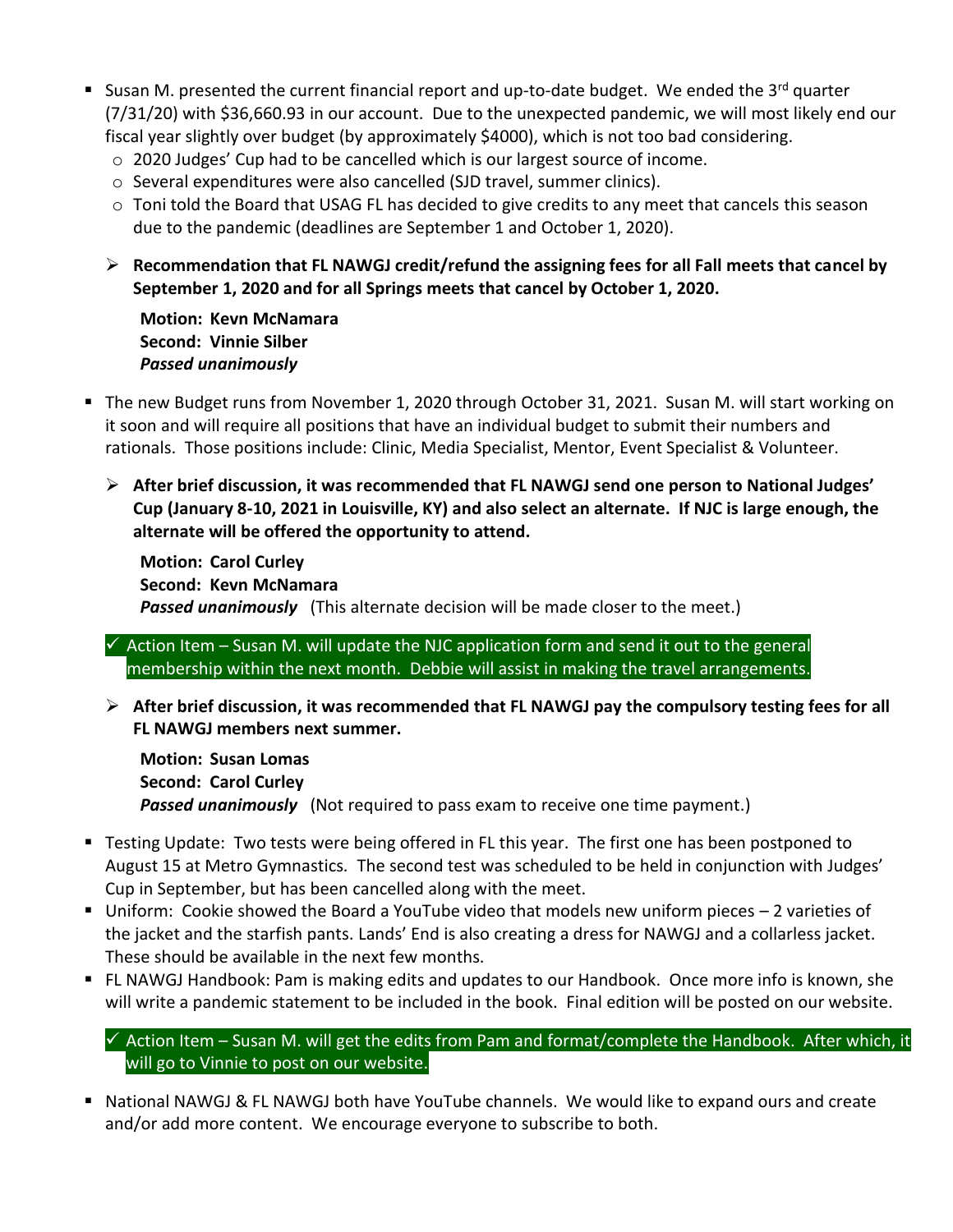- Susan M. presented the current financial report and up-to-date budget. We ended the 3rd quarter (7/31/20) with $36,660.93 in our account. Due to the unexpected pandemic, we will most likely end our fiscal year slightly over budget (by approximately $4000), which is not too bad considering.
  - 2020 Judges' Cup had to be cancelled which is our largest source of income.
  - Several expenditures were also cancelled (SJD travel, summer clinics).
  - Toni told the Board that USAG FL has decided to give credits to any meet that cancels this season due to the pandemic (deadlines are September 1 and October 1, 2020).

  - **Recommendation that FL NAWGJ credit/refund the assigning fees for all Fall meets that cancel by September 1, 2020 and for all Springs meets that cancel by October 1, 2020.**

    **Motion: Kevn McNamara**
    **Second: Vinnie Silber**
    ***Passed unanimously***

- The new Budget runs from November 1, 2020 through October 31, 2021. Susan M. will start working on it soon and will require all positions that have an individual budget to submit their numbers and rationals. Those positions include: Clinic, Media Specialist, Mentor, Event Specialist & Volunteer.

  - **After brief discussion, it was recommended that FL NAWGJ send one person to National Judges' Cup (January 8-10, 2021 in Louisville, KY) and also select an alternate. If NJC is large enough, the alternate will be offered the opportunity to attend.**

    **Motion: Carol Curley**
    **Second: Kevn McNamara**
    ***Passed unanimously*** (This alternate decision will be made closer to the meet.)

  ✓ Action Item – Susan M. will update the NJC application form and send it out to the general membership within the next month. Debbie will assist in making the travel arrangements.

  - **After brief discussion, it was recommended that FL NAWGJ pay the compulsory testing fees for all FL NAWGJ members next summer.**

    **Motion: Susan Lomas**
    **Second: Carol Curley**
    ***Passed unanimously*** (Not required to pass exam to receive one time payment.)

- Testing Update: Two tests were being offered in FL this year. The first one has been postponed to August 15 at Metro Gymnastics. The second test was scheduled to be held in conjunction with Judges' Cup in September, but has been cancelled along with the meet.
- Uniform: Cookie showed the Board a YouTube video that models new uniform pieces – 2 varieties of the jacket and the starfish pants. Lands' End is also creating a dress for NAWGJ and a collarless jacket. These should be available in the next few months.
- FL NAWGJ Handbook: Pam is making edits and updates to our Handbook. Once more info is known, she will write a pandemic statement to be included in the book. Final edition will be posted on our website.

  ✓ Action Item – Susan M. will get the edits from Pam and format/complete the Handbook. After which, it will go to Vinnie to post on our website.

- National NAWGJ & FL NAWGJ both have YouTube channels. We would like to expand ours and create and/or add more content. We encourage everyone to subscribe to both.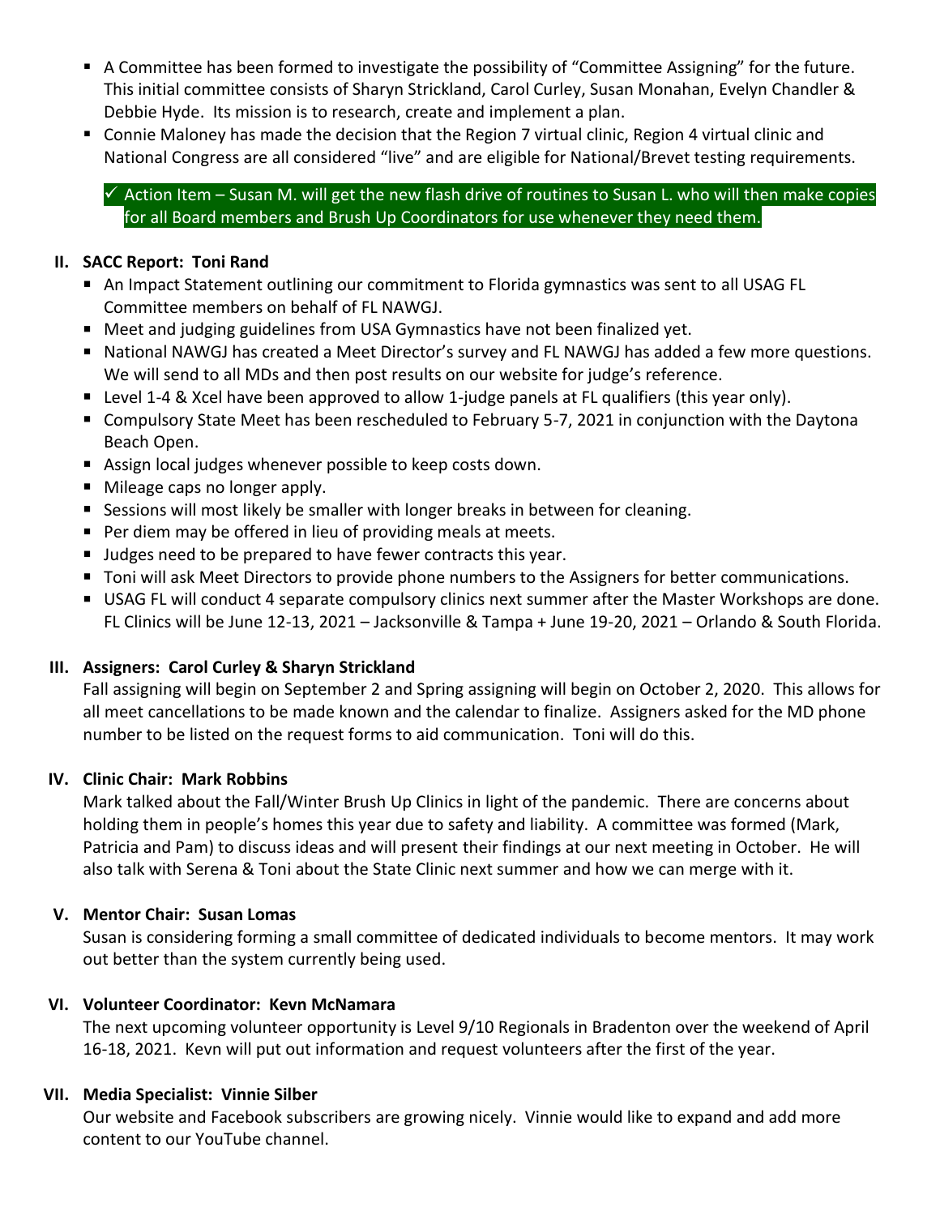- A Committee has been formed to investigate the possibility of "Committee Assigning" for the future. This initial committee consists of Sharyn Strickland, Carol Curley, Susan Monahan, Evelyn Chandler & Debbie Hyde. Its mission is to research, create and implement a plan.
- Connie Maloney has made the decision that the Region 7 virtual clinic, Region 4 virtual clinic and National Congress are all considered "live" and are eligible for National/Brevet testing requirements.

  ✓ Action Item – Susan M. will get the new flash drive of routines to Susan L. who will then make copies for all Board members and Brush Up Coordinators for use whenever they need them.

## II. SACC Report: Toni Rand

- An Impact Statement outlining our commitment to Florida gymnastics was sent to all USAG FL Committee members on behalf of FL NAWGJ.
- Meet and judging guidelines from USA Gymnastics have not been finalized yet.
- National NAWGJ has created a Meet Director's survey and FL NAWGJ has added a few more questions. We will send to all MDs and then post results on our website for judge's reference.
- Level 1-4 & Xcel have been approved to allow 1-judge panels at FL qualifiers (this year only).
- Compulsory State Meet has been rescheduled to February 5-7, 2021 in conjunction with the Daytona Beach Open.
- Assign local judges whenever possible to keep costs down.
- Mileage caps no longer apply.
- Sessions will most likely be smaller with longer breaks in between for cleaning.
- Per diem may be offered in lieu of providing meals at meets.
- Judges need to be prepared to have fewer contracts this year.
- Toni will ask Meet Directors to provide phone numbers to the Assigners for better communications.
- USAG FL will conduct 4 separate compulsory clinics next summer after the Master Workshops are done. FL Clinics will be June 12-13, 2021 – Jacksonville & Tampa + June 19-20, 2021 – Orlando & South Florida.

## III. Assigners: Carol Curley & Sharyn Strickland

Fall assigning will begin on September 2 and Spring assigning will begin on October 2, 2020. This allows for all meet cancellations to be made known and the calendar to finalize. Assigners asked for the MD phone number to be listed on the request forms to aid communication. Toni will do this.

## IV. Clinic Chair: Mark Robbins

Mark talked about the Fall/Winter Brush Up Clinics in light of the pandemic. There are concerns about holding them in people's homes this year due to safety and liability. A committee was formed (Mark, Patricia and Pam) to discuss ideas and will present their findings at our next meeting in October. He will also talk with Serena & Toni about the State Clinic next summer and how we can merge with it.

## V. Mentor Chair: Susan Lomas

Susan is considering forming a small committee of dedicated individuals to become mentors. It may work out better than the system currently being used.

## VI. Volunteer Coordinator: Kevn McNamara

The next upcoming volunteer opportunity is Level 9/10 Regionals in Bradenton over the weekend of April 16-18, 2021. Kevn will put out information and request volunteers after the first of the year.

## VII. Media Specialist: Vinnie Silber

Our website and Facebook subscribers are growing nicely. Vinnie would like to expand and add more content to our YouTube channel.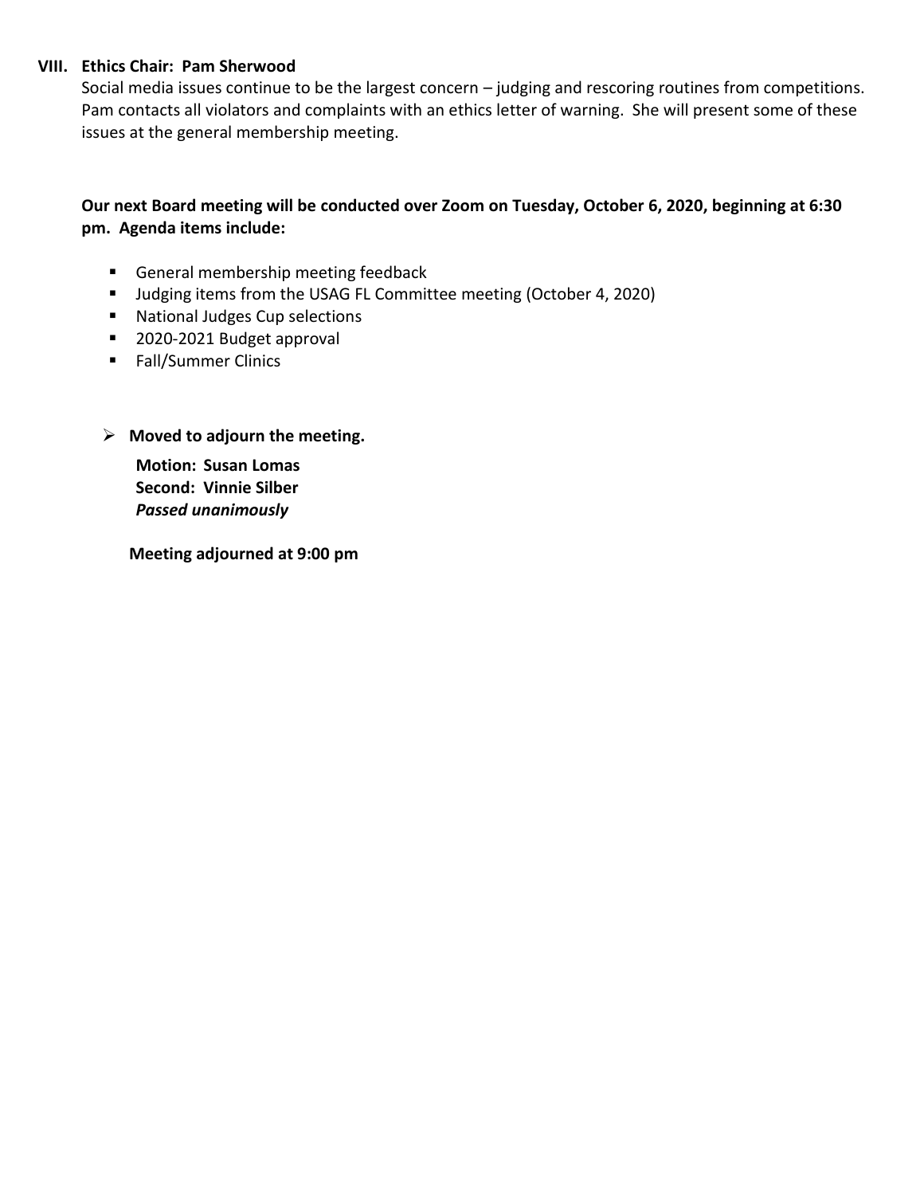## VIII. Ethics Chair: Pam Sherwood

Social media issues continue to be the largest concern – judging and rescoring routines from competitions. Pam contacts all violators and complaints with an ethics letter of warning. She will present some of these issues at the general membership meeting.

**Our next Board meeting will be conducted over Zoom on Tuesday, October 6, 2020, beginning at 6:30 pm. Agenda items include:**

- General membership meeting feedback
- Judging items from the USAG FL Committee meeting (October 4, 2020)
- National Judges Cup selections
- 2020-2021 Budget approval
- Fall/Summer Clinics

- **Moved to adjourn the meeting.**

  **Motion: Susan Lomas**
  **Second: Vinnie Silber**
  ***Passed unanimously***

**Meeting adjourned at 9:00 pm**